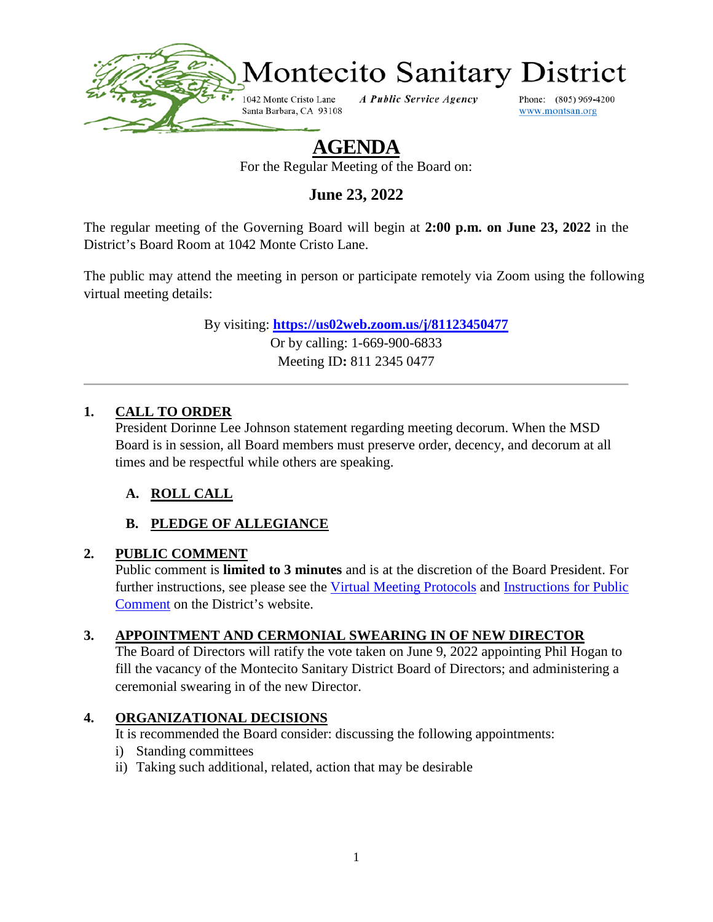# Montecito Sanitary District

1042 Monte Cristo Lane
Santa Barbara, CA 93108

*A Public Service Agency*

Phone: (805) 969-4200
www.montsan.org

# AGENDA

For the Regular Meeting of the Board on:

## June 23, 2022

The regular meeting of the Governing Board will begin at **2:00 p.m. on June 23, 2022** in the District's Board Room at 1042 Monte Cristo Lane.

The public may attend the meeting in person or participate remotely via Zoom using the following virtual meeting details:

By visiting: **https://us02web.zoom.us/j/81123450477**
Or by calling: 1-669-900-6833
Meeting ID**:** 811 2345 0477

---

**1. CALL TO ORDER**

President Dorinne Lee Johnson statement regarding meeting decorum. When the MSD Board is in session, all Board members must preserve order, decency, and decorum at all times and be respectful while others are speaking.

**A. ROLL CALL**

**B. PLEDGE OF ALLEGIANCE**

**2. PUBLIC COMMENT**

Public comment is **limited to 3 minutes** and is at the discretion of the Board President. For further instructions, see please see the Virtual Meeting Protocols and Instructions for Public Comment on the District's website.

**3. APPOINTMENT AND CERMONIAL SWEARING IN OF NEW DIRECTOR**

The Board of Directors will ratify the vote taken on June 9, 2022 appointing Phil Hogan to fill the vacancy of the Montecito Sanitary District Board of Directors; and administering a ceremonial swearing in of the new Director.

**4. ORGANIZATIONAL DECISIONS**

It is recommended the Board consider: discussing the following appointments:

i) Standing committees
ii) Taking such additional, related, action that may be desirable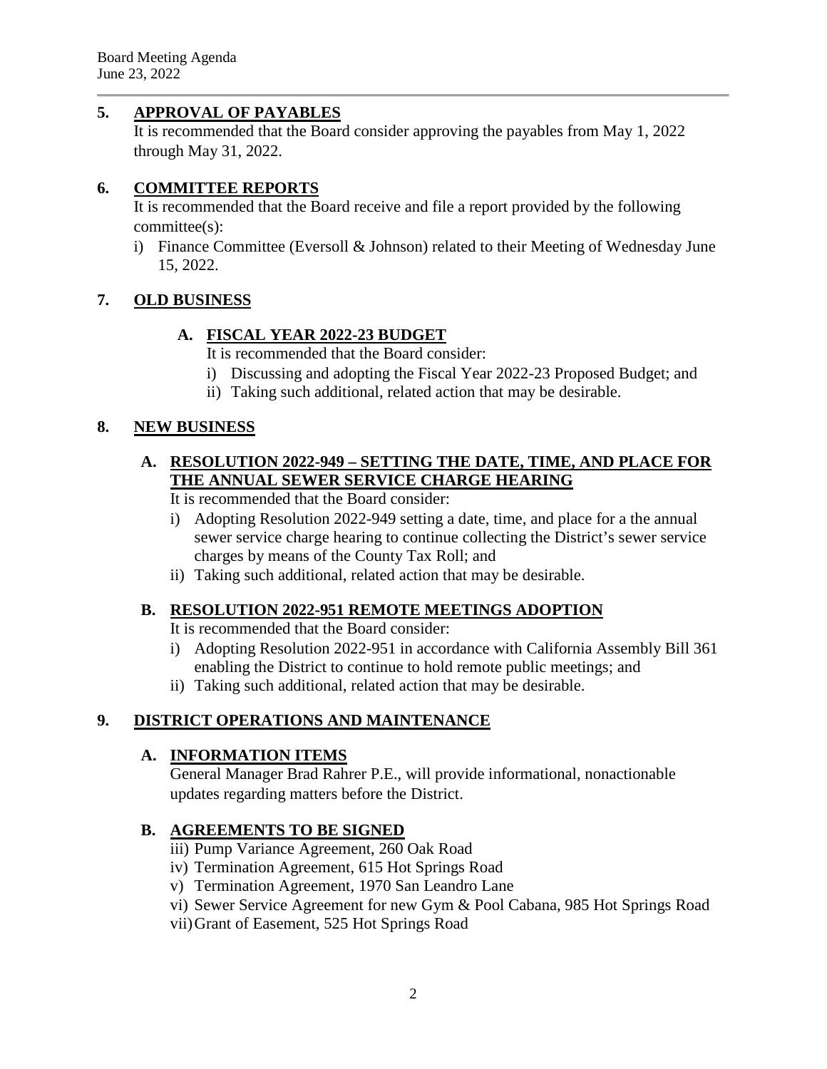## 5. APPROVAL OF PAYABLES

It is recommended that the Board consider approving the payables from May 1, 2022 through May 31, 2022.

## 6. COMMITTEE REPORTS

It is recommended that the Board receive and file a report provided by the following committee(s):

i) Finance Committee (Eversoll & Johnson) related to their Meeting of Wednesday June 15, 2022.

## 7. OLD BUSINESS

### A. FISCAL YEAR 2022-23 BUDGET

It is recommended that the Board consider:

i) Discussing and adopting the Fiscal Year 2022-23 Proposed Budget; and
ii) Taking such additional, related action that may be desirable.

## 8. NEW BUSINESS

### A. RESOLUTION 2022-949 – SETTING THE DATE, TIME, AND PLACE FOR THE ANNUAL SEWER SERVICE CHARGE HEARING

It is recommended that the Board consider:

i) Adopting Resolution 2022-949 setting a date, time, and place for a the annual sewer service charge hearing to continue collecting the District's sewer service charges by means of the County Tax Roll; and
ii) Taking such additional, related action that may be desirable.

### B. RESOLUTION 2022-951 REMOTE MEETINGS ADOPTION

It is recommended that the Board consider:

i) Adopting Resolution 2022-951 in accordance with California Assembly Bill 361 enabling the District to continue to hold remote public meetings; and
ii) Taking such additional, related action that may be desirable.

## 9. DISTRICT OPERATIONS AND MAINTENANCE

### A. INFORMATION ITEMS

General Manager Brad Rahrer P.E., will provide informational, nonactionable updates regarding matters before the District.

### B. AGREEMENTS TO BE SIGNED

iii) Pump Variance Agreement, 260 Oak Road
iv) Termination Agreement, 615 Hot Springs Road
v) Termination Agreement, 1970 San Leandro Lane
vi) Sewer Service Agreement for new Gym & Pool Cabana, 985 Hot Springs Road
vii) Grant of Easement, 525 Hot Springs Road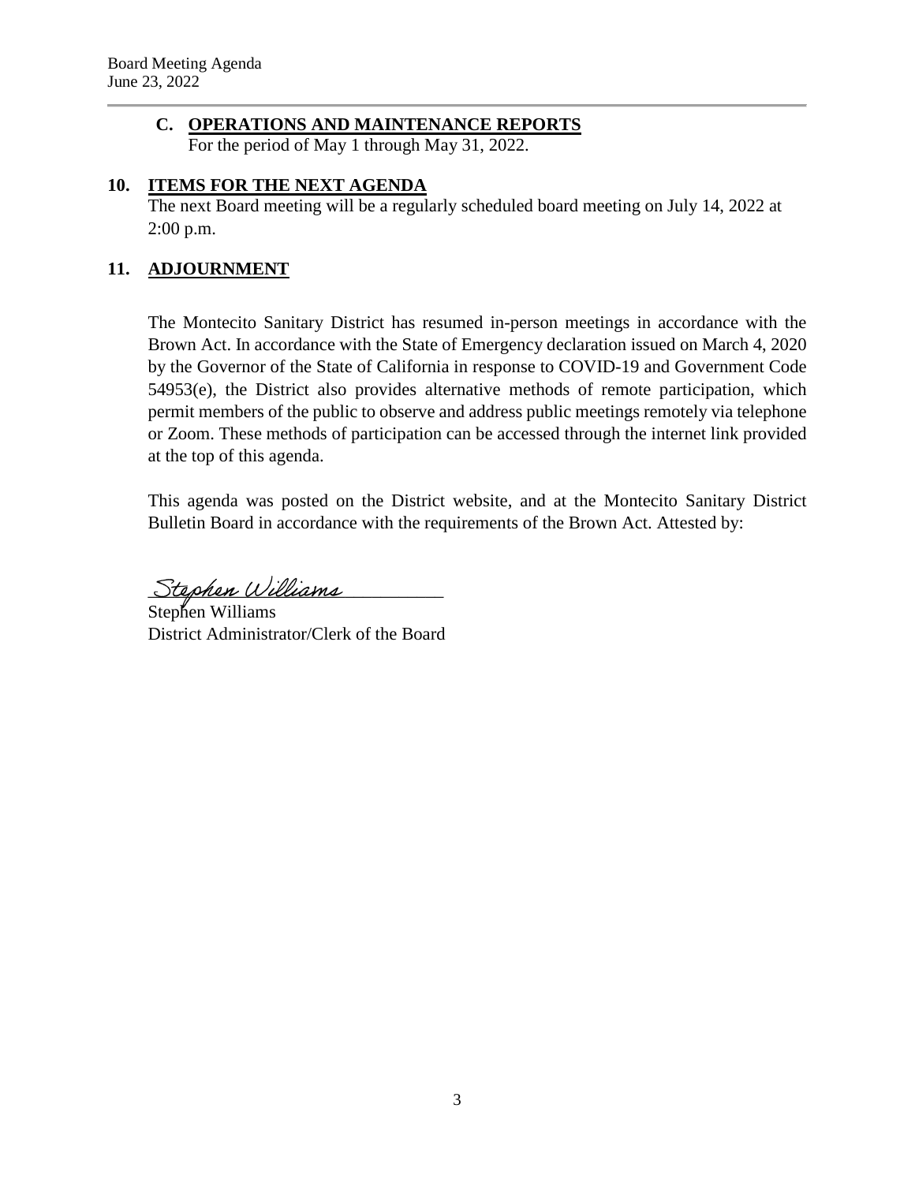**C. OPERATIONS AND MAINTENANCE REPORTS**
For the period of May 1 through May 31, 2022.

**10. ITEMS FOR THE NEXT AGENDA**

The next Board meeting will be a regularly scheduled board meeting on July 14, 2022 at 2:00 p.m.

**11. ADJOURNMENT**

The Montecito Sanitary District has resumed in-person meetings in accordance with the Brown Act. In accordance with the State of Emergency declaration issued on March 4, 2020 by the Governor of the State of California in response to COVID-19 and Government Code 54953(e), the District also provides alternative methods of remote participation, which permit members of the public to observe and address public meetings remotely via telephone or Zoom. These methods of participation can be accessed through the internet link provided at the top of this agenda.

This agenda was posted on the District website, and at the Montecito Sanitary District Bulletin Board in accordance with the requirements of the Brown Act. Attested by:

Stephen Williams

Stephen Williams
District Administrator/Clerk of the Board